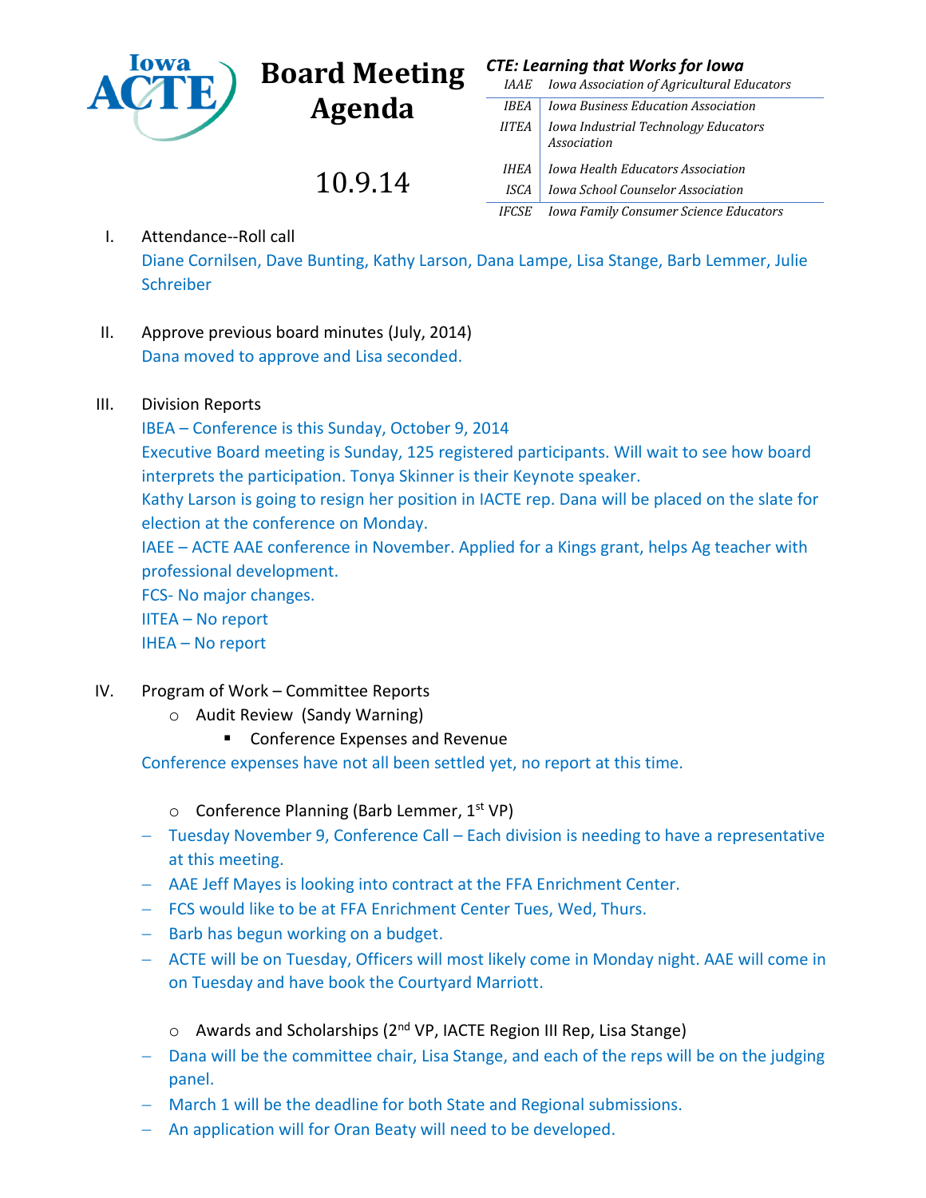Iowa ACTE

# Board Meeting Agenda

## 10.9.14

***CTE: Learning that Works for Iowa***

| | |
|---|---|
| *IAAE* | *Iowa Association of Agricultural Educators* |
| *IBEA* | *Iowa Business Education Association* |
| *IITEA* | *Iowa Industrial Technology Educators Association* |
| *IHEA* | *Iowa Health Educators Association* |
| *ISCA* | *Iowa School Counselor Association* |
| *IFCSE* | *Iowa Family Consumer Science Educators* |

I. Attendance--Roll call

Diane Cornilsen, Dave Bunting, Kathy Larson, Dana Lampe, Lisa Stange, Barb Lemmer, Julie Schreiber

II. Approve previous board minutes (July, 2014)

Dana moved to approve and Lisa seconded.

III. Division Reports

IBEA – Conference is this Sunday, October 9, 2014

Executive Board meeting is Sunday, 125 registered participants. Will wait to see how board interprets the participation. Tonya Skinner is their Keynote speaker.

Kathy Larson is going to resign her position in IACTE rep. Dana will be placed on the slate for election at the conference on Monday.

IAEE – ACTE AAE conference in November. Applied for a Kings grant, helps Ag teacher with professional development.

FCS- No major changes.

IITEA – No report

IHEA – No report

IV. Program of Work – Committee Reports

- Audit Review (Sandy Warning)
  - Conference Expenses and Revenue

Conference expenses have not all been settled yet, no report at this time.

- Conference Planning (Barb Lemmer, 1st VP)

- Tuesday November 9, Conference Call – Each division is needing to have a representative at this meeting.
- AAE Jeff Mayes is looking into contract at the FFA Enrichment Center.
- FCS would like to be at FFA Enrichment Center Tues, Wed, Thurs.
- Barb has begun working on a budget.
- ACTE will be on Tuesday, Officers will most likely come in Monday night. AAE will come in on Tuesday and have book the Courtyard Marriott.

- Awards and Scholarships (2nd VP, IACTE Region III Rep, Lisa Stange)

- Dana will be the committee chair, Lisa Stange, and each of the reps will be on the judging panel.
- March 1 will be the deadline for both State and Regional submissions.
- An application will for Oran Beaty will need to be developed.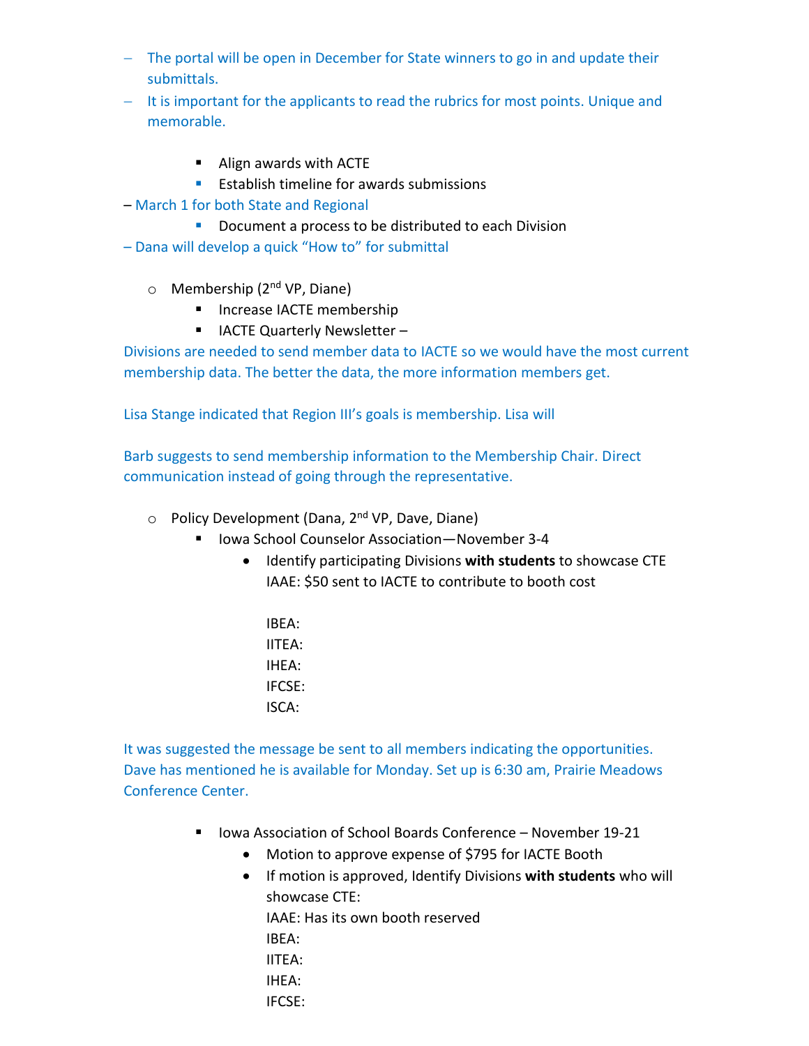- The portal will be open in December for State winners to go in and update their submittals.
- It is important for the applicants to read the rubrics for most points. Unique and memorable.

    - Align awards with ACTE
    - Establish timeline for awards submissions

– March 1 for both State and Regional

    - Document a process to be distributed to each Division

– Dana will develop a quick "How to" for submittal

- Membership (2nd VP, Diane)
    - Increase IACTE membership
    - IACTE Quarterly Newsletter –

Divisions are needed to send member data to IACTE so we would have the most current membership data. The better the data, the more information members get.

Lisa Stange indicated that Region III's goals is membership. Lisa will

Barb suggests to send membership information to the Membership Chair. Direct communication instead of going through the representative.

- Policy Development (Dana, 2nd VP, Dave, Diane)
    - Iowa School Counselor Association—November 3-4
        - Identify participating Divisions **with students** to showcase CTE
          IAAE: $50 sent to IACTE to contribute to booth cost

          IBEA:
          IITEA:
          IHEA:
          IFCSE:
          ISCA:

It was suggested the message be sent to all members indicating the opportunities. Dave has mentioned he is available for Monday. Set up is 6:30 am, Prairie Meadows Conference Center.

    - Iowa Association of School Boards Conference – November 19-21
        - Motion to approve expense of $795 for IACTE Booth
        - If motion is approved, Identify Divisions **with students** who will showcase CTE:
          IAAE: Has its own booth reserved
          IBEA:
          IITEA:
          IHEA:
          IFCSE: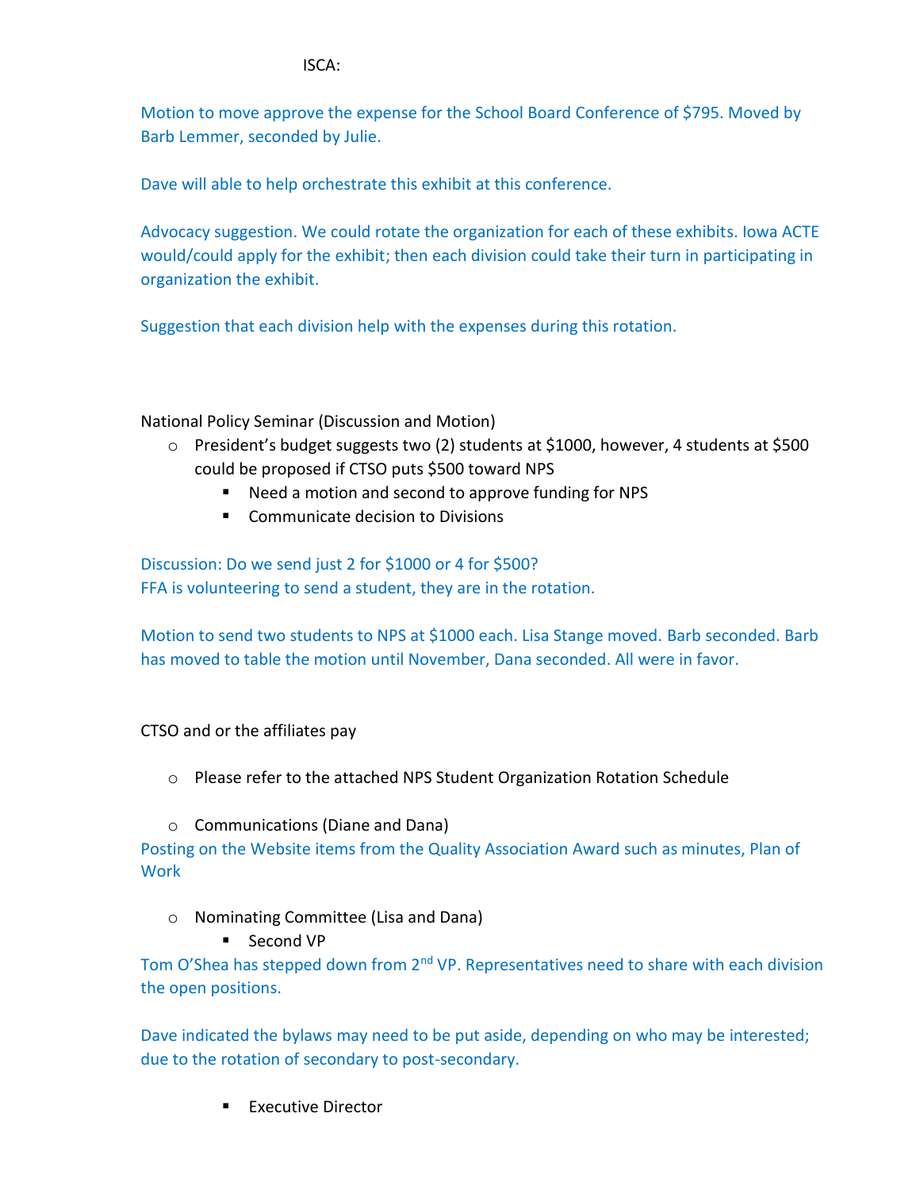ISCA:

Motion to move approve the expense for the School Board Conference of $795. Moved by Barb Lemmer, seconded by Julie.

Dave will able to help orchestrate this exhibit at this conference.

Advocacy suggestion. We could rotate the organization for each of these exhibits. Iowa ACTE would/could apply for the exhibit; then each division could take their turn in participating in organization the exhibit.

Suggestion that each division help with the expenses during this rotation.

National Policy Seminar (Discussion and Motion)

- President's budget suggests two (2) students at $1000, however, 4 students at $500 could be proposed if CTSO puts $500 toward NPS
  - Need a motion and second to approve funding for NPS
  - Communicate decision to Divisions

Discussion: Do we send just 2 for $1000 or 4 for $500?
FFA is volunteering to send a student, they are in the rotation.

Motion to send two students to NPS at $1000 each. Lisa Stange moved. Barb seconded. Barb has moved to table the motion until November, Dana seconded. All were in favor.

CTSO and or the affiliates pay

- Please refer to the attached NPS Student Organization Rotation Schedule

- Communications (Diane and Dana)

Posting on the Website items from the Quality Association Award such as minutes, Plan of Work

- Nominating Committee (Lisa and Dana)
  - Second VP

Tom O'Shea has stepped down from 2nd VP. Representatives need to share with each division the open positions.

Dave indicated the bylaws may need to be put aside, depending on who may be interested; due to the rotation of secondary to post-secondary.

  - Executive Director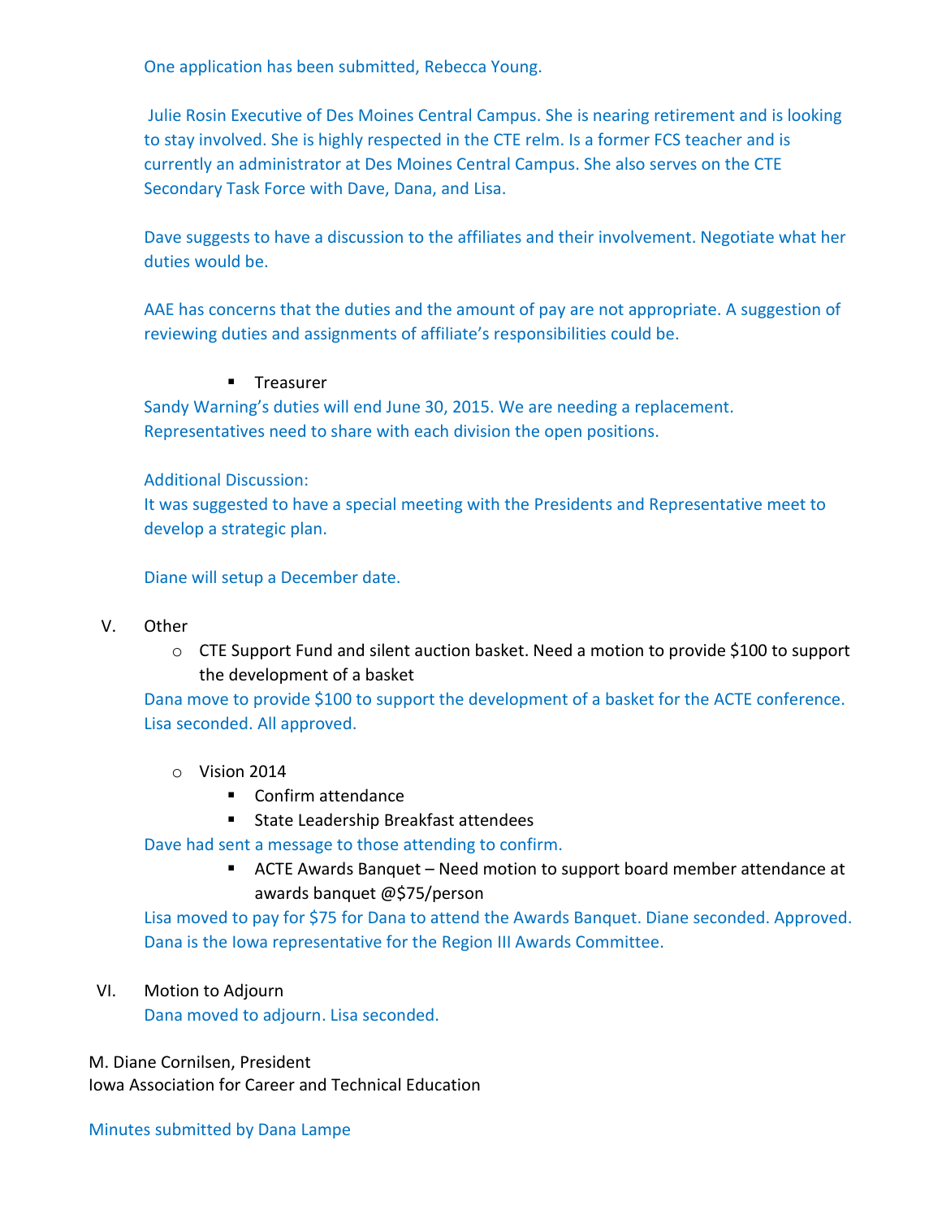One application has been submitted, Rebecca Young.

Julie Rosin Executive of Des Moines Central Campus. She is nearing retirement and is looking to stay involved. She is highly respected in the CTE relm. Is a former FCS teacher and is currently an administrator at Des Moines Central Campus. She also serves on the CTE Secondary Task Force with Dave, Dana, and Lisa.

Dave suggests to have a discussion to the affiliates and their involvement. Negotiate what her duties would be.

AAE has concerns that the duties and the amount of pay are not appropriate. A suggestion of reviewing duties and assignments of affiliate's responsibilities could be.

- Treasurer

Sandy Warning's duties will end June 30, 2015. We are needing a replacement. Representatives need to share with each division the open positions.

Additional Discussion:
It was suggested to have a special meeting with the Presidents and Representative meet to develop a strategic plan.

Diane will setup a December date.

V. Other

- CTE Support Fund and silent auction basket. Need a motion to provide $100 to support the development of a basket

Dana move to provide $100 to support the development of a basket for the ACTE conference. Lisa seconded. All approved.

- Vision 2014
  - Confirm attendance
  - State Leadership Breakfast attendees

Dave had sent a message to those attending to confirm.

  - ACTE Awards Banquet – Need motion to support board member attendance at awards banquet @$75/person

Lisa moved to pay for $75 for Dana to attend the Awards Banquet. Diane seconded. Approved. Dana is the Iowa representative for the Region III Awards Committee.

VI. Motion to Adjourn

Dana moved to adjourn. Lisa seconded.

M. Diane Cornilsen, President
Iowa Association for Career and Technical Education

Minutes submitted by Dana Lampe